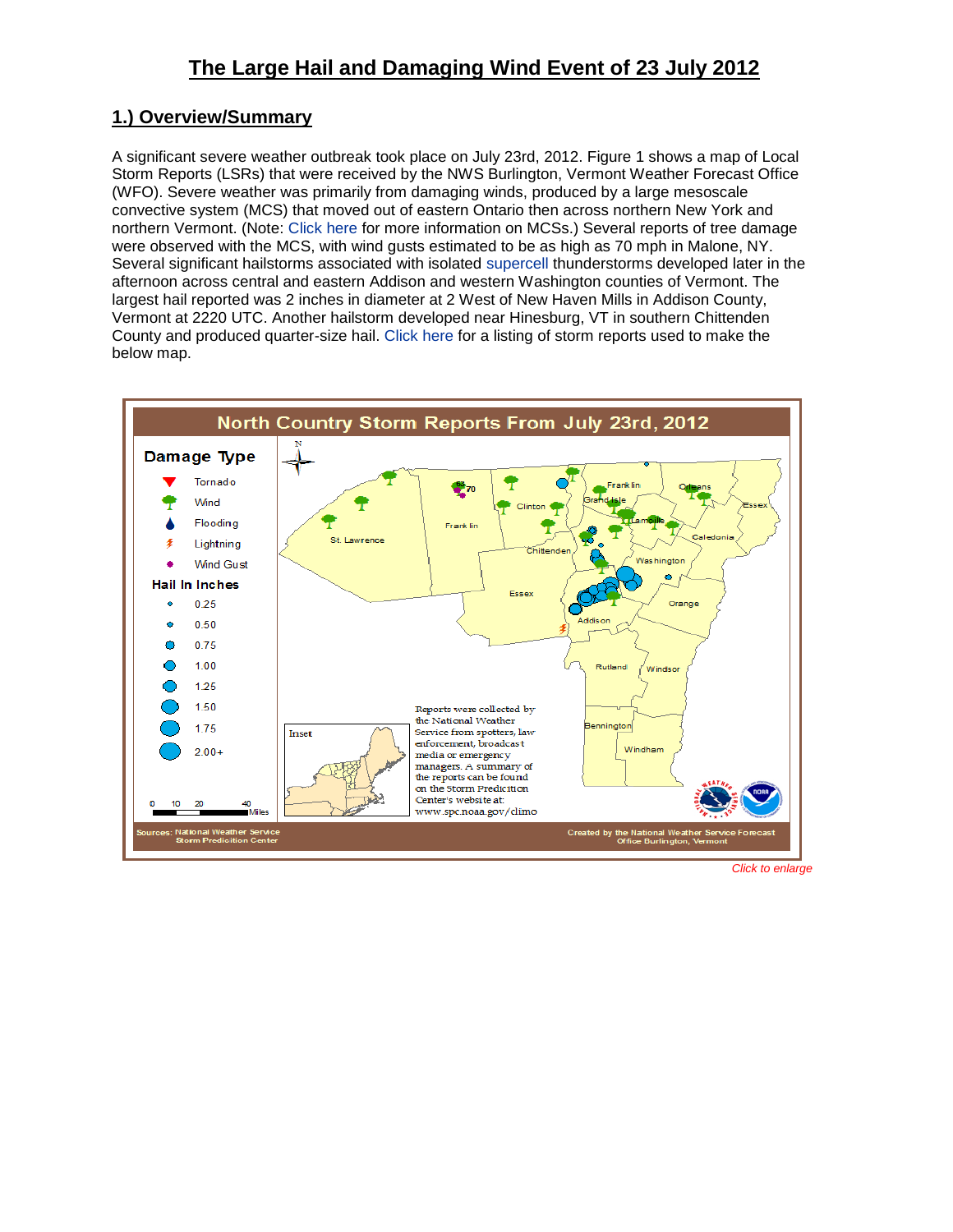# The Large Hail and Damaging Wind Event of 23 July 2012

## 1.) Overview/Summary

A significant severe weather outbreak took place on July 23rd, 2012. Figure 1 shows a map of Local Storm Reports (LSRs) that were received by the NWS Burlington, Vermont Weather Forecast Office (WFO). Severe weather was primarily from damaging winds, produced by a large mesoscale convective system (MCS) that moved out of eastern Ontario then across northern New York and northern Vermont. (Note: Click here for more information on MCSs.) Several reports of tree damage were observed with the MCS, with wind gusts estimated to be as high as 70 mph in Malone, NY. Several significant hailstorms associated with isolated supercell thunderstorms developed later in the afternoon across central and eastern Addison and western Washington counties of Vermont. The largest hail reported was 2 inches in diameter at 2 West of New Haven Mills in Addison County, Vermont at 2220 UTC. Another hailstorm developed near Hinesburg, VT in southern Chittenden County and produced quarter-size hail. Click here for a listing of storm reports used to make the below map.

*Click to enlarge*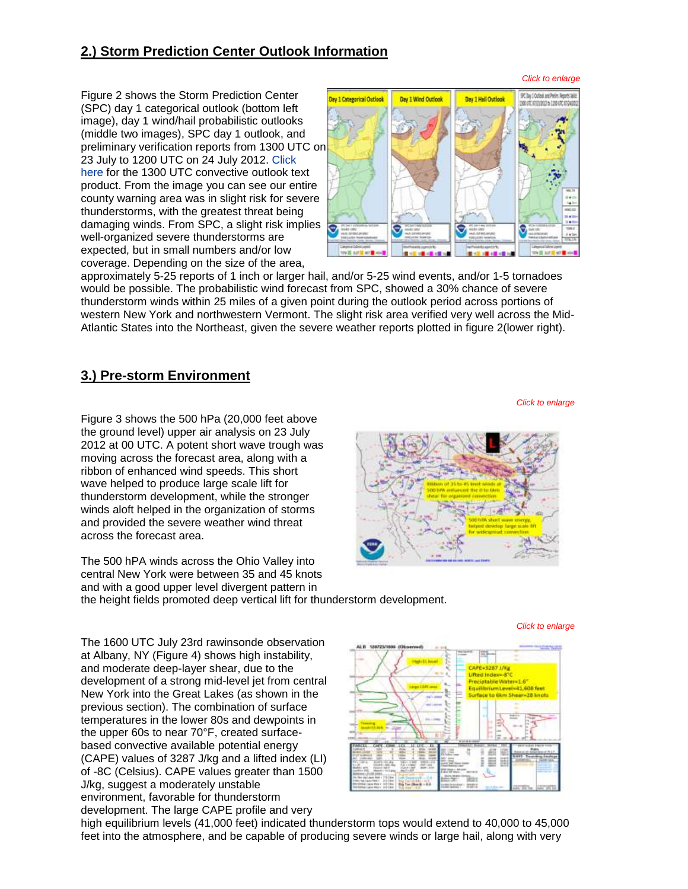## 2.) Storm Prediction Center Outlook Information

*Click to enlarge*

Figure 2 shows the Storm Prediction Center (SPC) day 1 categorical outlook (bottom left image), day 1 wind/hail probabilistic outlooks (middle two images), SPC day 1 outlook, and preliminary verification reports from 1300 UTC on 23 July to 1200 UTC on 24 July 2012. Click here for the 1300 UTC convective outlook text product. From the image you can see our entire county warning area was in slight risk for severe thunderstorms, with the greatest threat being damaging winds. From SPC, a slight risk implies well-organized severe thunderstorms are expected, but in small numbers and/or low coverage. Depending on the size of the area, approximately 5-25 reports of 1 inch or larger hail, and/or 5-25 wind events, and/or 1-5 tornadoes would be possible. The probabilistic wind forecast from SPC, showed a 30% chance of severe thunderstorm winds within 25 miles of a given point during the outlook period across portions of western New York and northwestern Vermont. The slight risk area verified very well across the Mid-Atlantic States into the Northeast, given the severe weather reports plotted in figure 2(lower right).

## 3.) Pre-storm Environment

*Click to enlarge*

Figure 3 shows the 500 hPa (20,000 feet above the ground level) upper air analysis on 23 July 2012 at 00 UTC. A potent short wave trough was moving across the forecast area, along with a ribbon of enhanced wind speeds. This short wave helped to produce large scale lift for thunderstorm development, while the stronger winds aloft helped in the organization of storms and provided the severe weather wind threat across the forecast area.

The 500 hPA winds across the Ohio Valley into central New York were between 35 and 45 knots and with a good upper level divergent pattern in the height fields promoted deep vertical lift for thunderstorm development.

*Click to enlarge*

The 1600 UTC July 23rd rawinsonde observation at Albany, NY (Figure 4) shows high instability, and moderate deep-layer shear, due to the development of a strong mid-level jet from central New York into the Great Lakes (as shown in the previous section). The combination of surface temperatures in the lower 80s and dewpoints in the upper 60s to near 70°F, created surface-based convective available potential energy (CAPE) values of 3287 J/kg and a lifted index (LI) of -8C (Celsius). CAPE values greater than 1500 J/kg, suggest a moderately unstable environment, favorable for thunderstorm development. The large CAPE profile and very high equilibrium levels (41,000 feet) indicated thunderstorm tops would extend to 40,000 to 45,000 feet into the atmosphere, and be capable of producing severe winds or large hail, along with very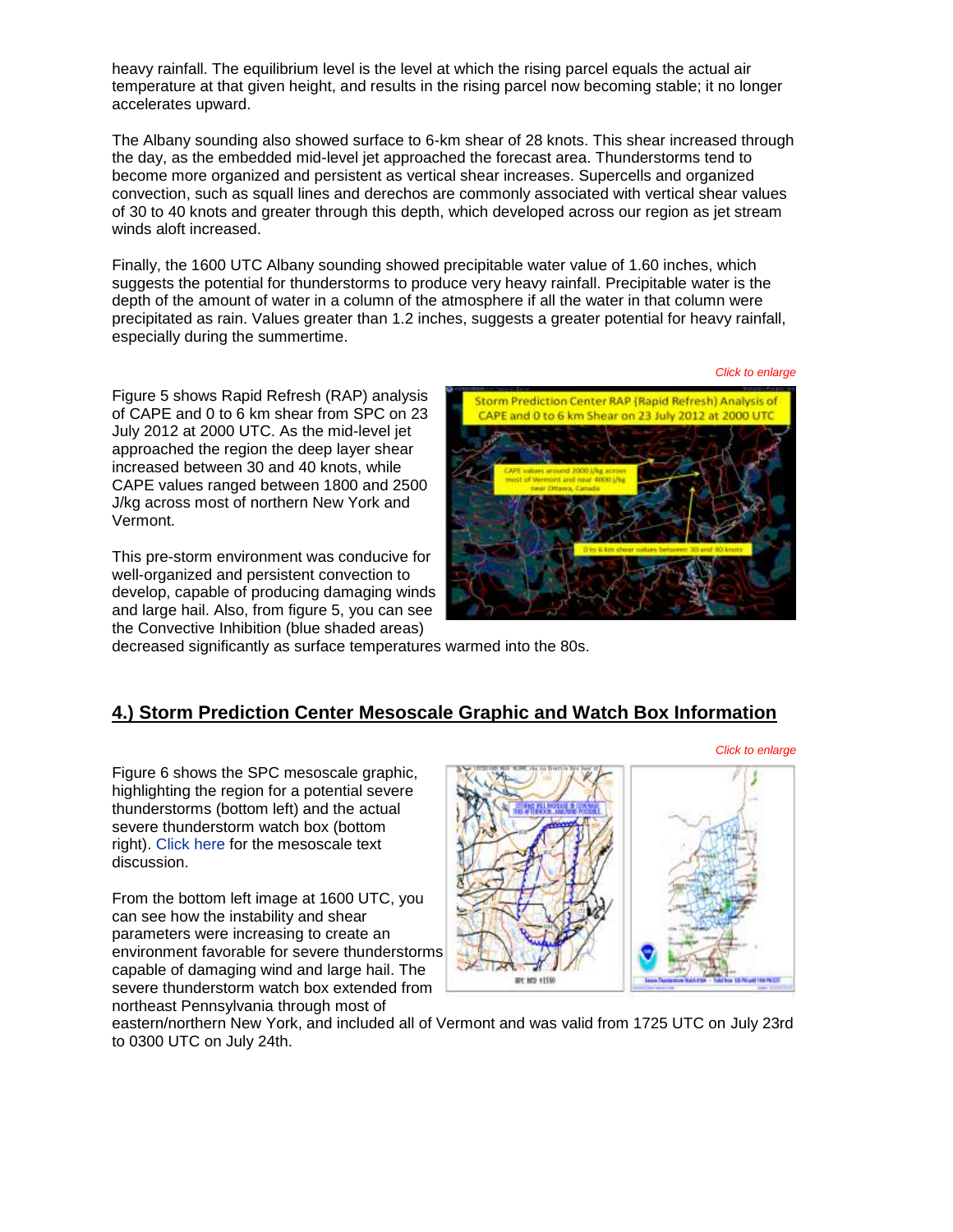heavy rainfall. The equilibrium level is the level at which the rising parcel equals the actual air temperature at that given height, and results in the rising parcel now becoming stable; it no longer accelerates upward.

The Albany sounding also showed surface to 6-km shear of 28 knots. This shear increased through the day, as the embedded mid-level jet approached the forecast area. Thunderstorms tend to become more organized and persistent as vertical shear increases. Supercells and organized convection, such as squall lines and derechos are commonly associated with vertical shear values of 30 to 40 knots and greater through this depth, which developed across our region as jet stream winds aloft increased.

Finally, the 1600 UTC Albany sounding showed precipitable water value of 1.60 inches, which suggests the potential for thunderstorms to produce very heavy rainfall. Precipitable water is the depth of the amount of water in a column of the atmosphere if all the water in that column were precipitated as rain. Values greater than 1.2 inches, suggests a greater potential for heavy rainfall, especially during the summertime.

*Click to enlarge*

Figure 5 shows Rapid Refresh (RAP) analysis of CAPE and 0 to 6 km shear from SPC on 23 July 2012 at 2000 UTC. As the mid-level jet approached the region the deep layer shear increased between 30 and 40 knots, while CAPE values ranged between 1800 and 2500 J/kg across most of northern New York and Vermont.

This pre-storm environment was conducive for well-organized and persistent convection to develop, capable of producing damaging winds and large hail. Also, from figure 5, you can see the Convective Inhibition (blue shaded areas) decreased significantly as surface temperatures warmed into the 80s.

## 4.) Storm Prediction Center Mesoscale Graphic and Watch Box Information

*Click to enlarge*

Figure 6 shows the SPC mesoscale graphic, highlighting the region for a potential severe thunderstorms (bottom left) and the actual severe thunderstorm watch box (bottom right). Click here for the mesoscale text discussion.

From the bottom left image at 1600 UTC, you can see how the instability and shear parameters were increasing to create an environment favorable for severe thunderstorms capable of damaging wind and large hail. The severe thunderstorm watch box extended from northeast Pennsylvania through most of eastern/northern New York, and included all of Vermont and was valid from 1725 UTC on July 23rd to 0300 UTC on July 24th.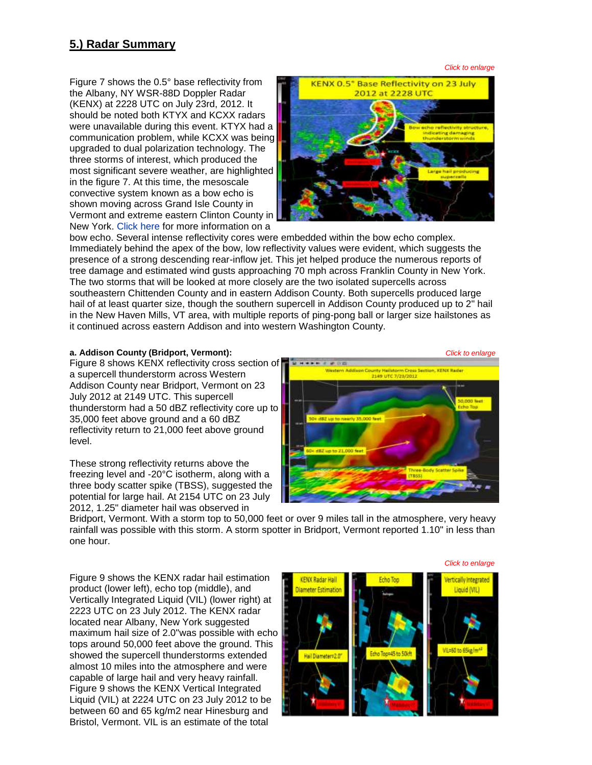## 5.) Radar Summary

*Click to enlarge*

Figure 7 shows the 0.5° base reflectivity from the Albany, NY WSR-88D Doppler Radar (KENX) at 2228 UTC on July 23rd, 2012. It should be noted both KTYX and KCXX radars were unavailable during this event. KTYX had a communication problem, while KCXX was being upgraded to dual polarization technology. The three storms of interest, which produced the most significant severe weather, are highlighted in the figure 7. At this time, the mesoscale convective system known as a bow echo is shown moving across Grand Isle County in Vermont and extreme eastern Clinton County in New York. Click here for more information on a bow echo. Several intense reflectivity cores were embedded within the bow echo complex. Immediately behind the apex of the bow, low reflectivity values were evident, which suggests the presence of a strong descending rear-inflow jet. This jet helped produce the numerous reports of tree damage and estimated wind gusts approaching 70 mph across Franklin County in New York. The two storms that will be looked at more closely are the two isolated supercells across southeastern Chittenden County and in eastern Addison County. Both supercells produced large hail of at least quarter size, though the southern supercell in Addison County produced up to 2" hail in the New Haven Mills, VT area, with multiple reports of ping-pong ball or larger size hailstones as it continued across eastern Addison and into western Washington County.

**a. Addison County (Bridport, Vermont):**

*Click to enlarge*

Figure 8 shows KENX reflectivity cross section of a supercell thunderstorm across Western Addison County near Bridport, Vermont on 23 July 2012 at 2149 UTC. This supercell thunderstorm had a 50 dBZ reflectivity core up to 35,000 feet above ground and a 60 dBZ reflectivity return to 21,000 feet above ground level.

These strong reflectivity returns above the freezing level and -20°C isotherm, along with a three body scatter spike (TBSS), suggested the potential for large hail. At 2154 UTC on 23 July 2012, 1.25" diameter hail was observed in Bridport, Vermont. With a storm top to 50,000 feet or over 9 miles tall in the atmosphere, very heavy rainfall was possible with this storm. A storm spotter in Bridport, Vermont reported 1.10" in less than one hour.

*Click to enlarge*

Figure 9 shows the KENX radar hail estimation product (lower left), echo top (middle), and Vertically Integrated Liquid (VIL) (lower right) at 2223 UTC on 23 July 2012. The KENX radar located near Albany, New York suggested maximum hail size of 2.0"was possible with echo tops around 50,000 feet above the ground. This showed the supercell thunderstorms extended almost 10 miles into the atmosphere and were capable of large hail and very heavy rainfall. Figure 9 shows the KENX Vertical Integrated Liquid (VIL) at 2224 UTC on 23 July 2012 to be between 60 and 65 kg/m2 near Hinesburg and Bristol, Vermont. VIL is an estimate of the total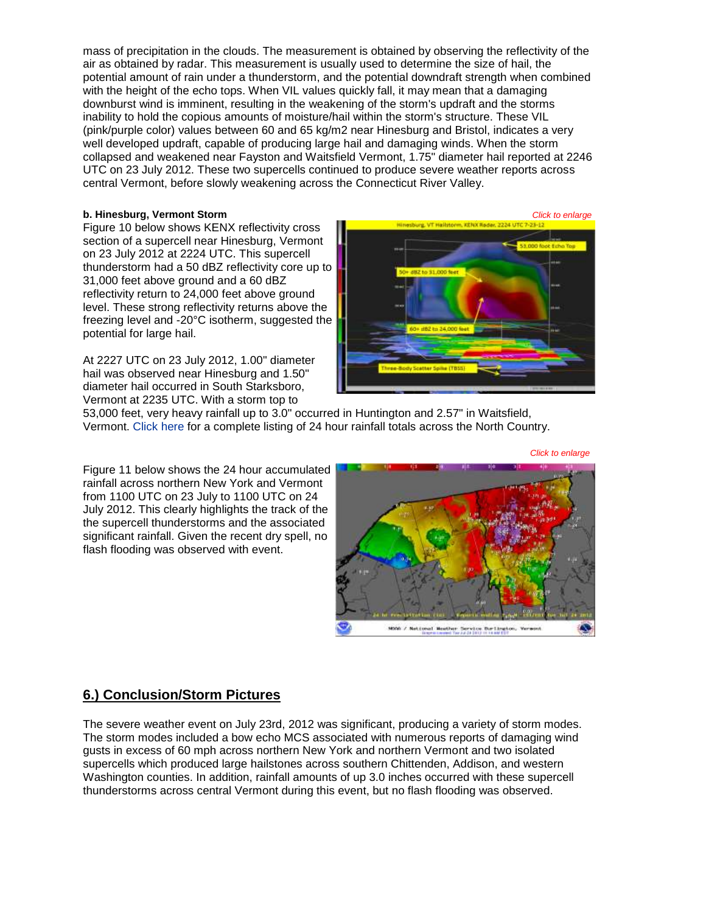mass of precipitation in the clouds. The measurement is obtained by observing the reflectivity of the air as obtained by radar. This measurement is usually used to determine the size of hail, the potential amount of rain under a thunderstorm, and the potential downdraft strength when combined with the height of the echo tops. When VIL values quickly fall, it may mean that a damaging downburst wind is imminent, resulting in the weakening of the storm's updraft and the storms inability to hold the copious amounts of moisture/hail within the storm's structure. These VIL (pink/purple color) values between 60 and 65 kg/m2 near Hinesburg and Bristol, indicates a very well developed updraft, capable of producing large hail and damaging winds. When the storm collapsed and weakened near Fayston and Waitsfield Vermont, 1.75" diameter hail reported at 2246 UTC on 23 July 2012. These two supercells continued to produce severe weather reports across central Vermont, before slowly weakening across the Connecticut River Valley.

**b. Hinesburg, Vermont Storm**

*Click to enlarge*

Figure 10 below shows KENX reflectivity cross section of a supercell near Hinesburg, Vermont on 23 July 2012 at 2224 UTC. This supercell thunderstorm had a 50 dBZ reflectivity core up to 31,000 feet above ground and a 60 dBZ reflectivity return to 24,000 feet above ground level. These strong reflectivity returns above the freezing level and -20°C isotherm, suggested the potential for large hail.

At 2227 UTC on 23 July 2012, 1.00" diameter hail was observed near Hinesburg and 1.50" diameter hail occurred in South Starksboro, Vermont at 2235 UTC. With a storm top to 53,000 feet, very heavy rainfall up to 3.0" occurred in Huntington and 2.57" in Waitsfield, Vermont. Click here for a complete listing of 24 hour rainfall totals across the North Country.

*Click to enlarge*

Figure 11 below shows the 24 hour accumulated rainfall across northern New York and Vermont from 1100 UTC on 23 July to 1100 UTC on 24 July 2012. This clearly highlights the track of the the supercell thunderstorms and the associated significant rainfall. Given the recent dry spell, no flash flooding was observed with event.

## 6.) Conclusion/Storm Pictures

The severe weather event on July 23rd, 2012 was significant, producing a variety of storm modes. The storm modes included a bow echo MCS associated with numerous reports of damaging wind gusts in excess of 60 mph across northern New York and northern Vermont and two isolated supercells which produced large hailstones across southern Chittenden, Addison, and western Washington counties. In addition, rainfall amounts of up 3.0 inches occurred with these supercell thunderstorms across central Vermont during this event, but no flash flooding was observed.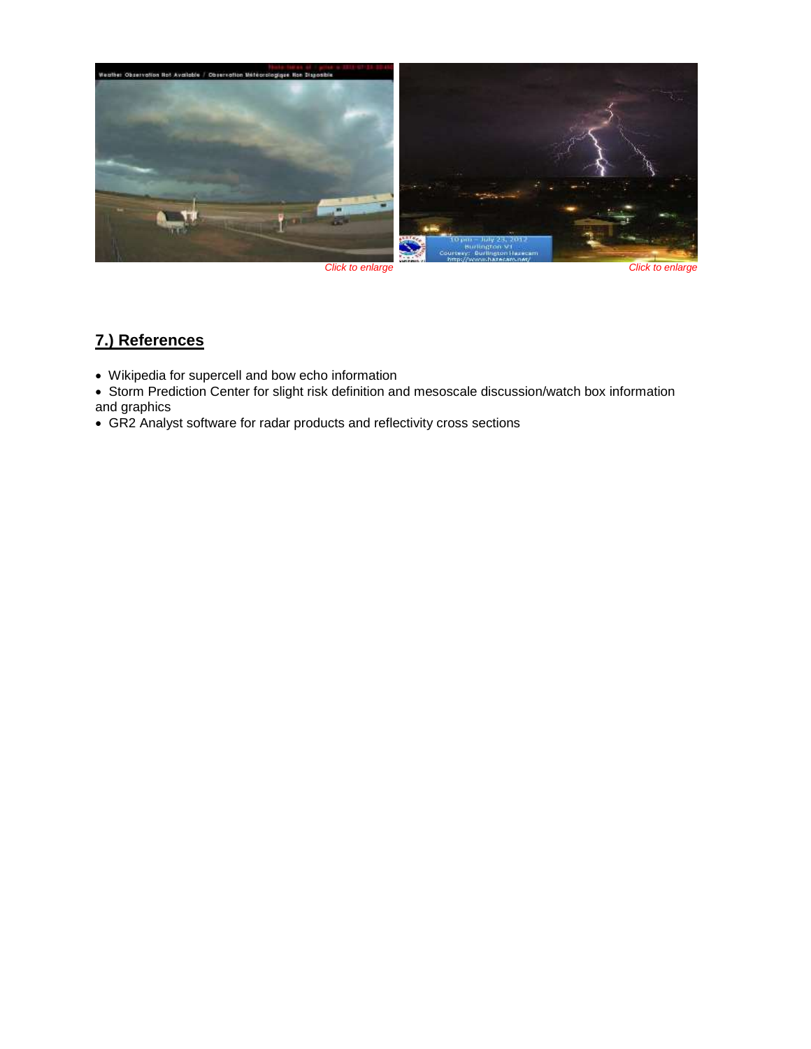Click to enlarge

Click to enlarge

## 7.) References

- Wikipedia for supercell and bow echo information
- Storm Prediction Center for slight risk definition and mesoscale discussion/watch box information and graphics
- GR2 Analyst software for radar products and reflectivity cross sections